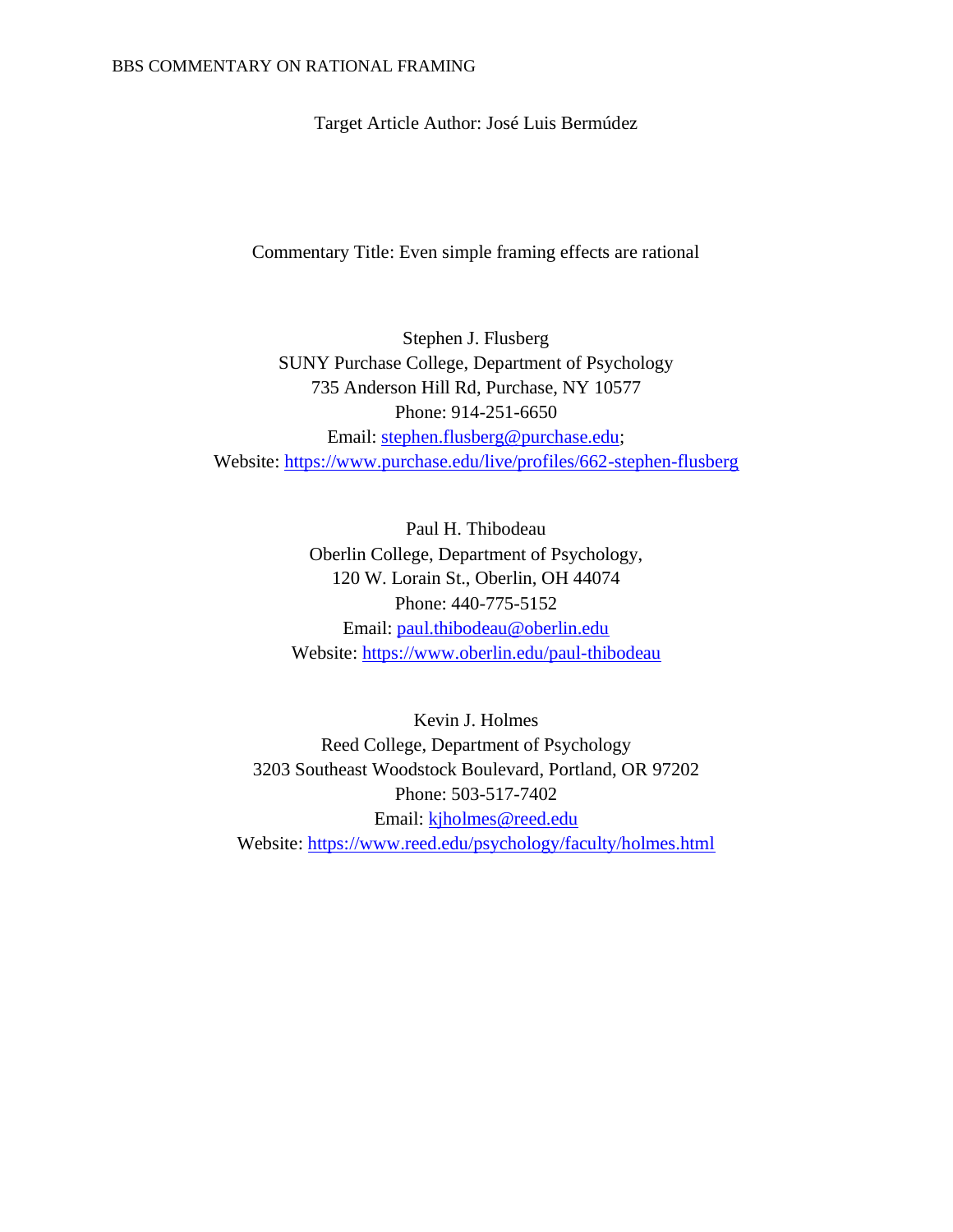BBS COMMENTARY ON RATIONAL FRAMING

Target Article Author: José Luis Bermúdez

Commentary Title: Even simple framing effects are rational

Stephen J. Flusberg
SUNY Purchase College, Department of Psychology
735 Anderson Hill Rd, Purchase, NY 10577
Phone: 914-251-6650
Email: stephen.flusberg@purchase.edu;
Website: https://www.purchase.edu/live/profiles/662-stephen-flusberg

Paul H. Thibodeau
Oberlin College, Department of Psychology,
120 W. Lorain St., Oberlin, OH 44074
Phone: 440-775-5152
Email: paul.thibodeau@oberlin.edu
Website: https://www.oberlin.edu/paul-thibodeau

Kevin J. Holmes
Reed College, Department of Psychology
3203 Southeast Woodstock Boulevard, Portland, OR 97202
Phone: 503-517-7402
Email: kjholmes@reed.edu
Website: https://www.reed.edu/psychology/faculty/holmes.html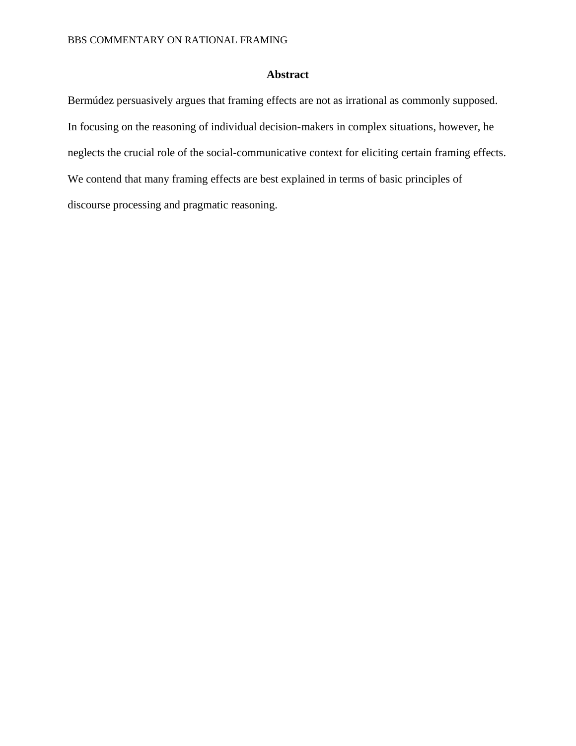## Abstract

Bermúdez persuasively argues that framing effects are not as irrational as commonly supposed. In focusing on the reasoning of individual decision-makers in complex situations, however, he neglects the crucial role of the social-communicative context for eliciting certain framing effects. We contend that many framing effects are best explained in terms of basic principles of discourse processing and pragmatic reasoning.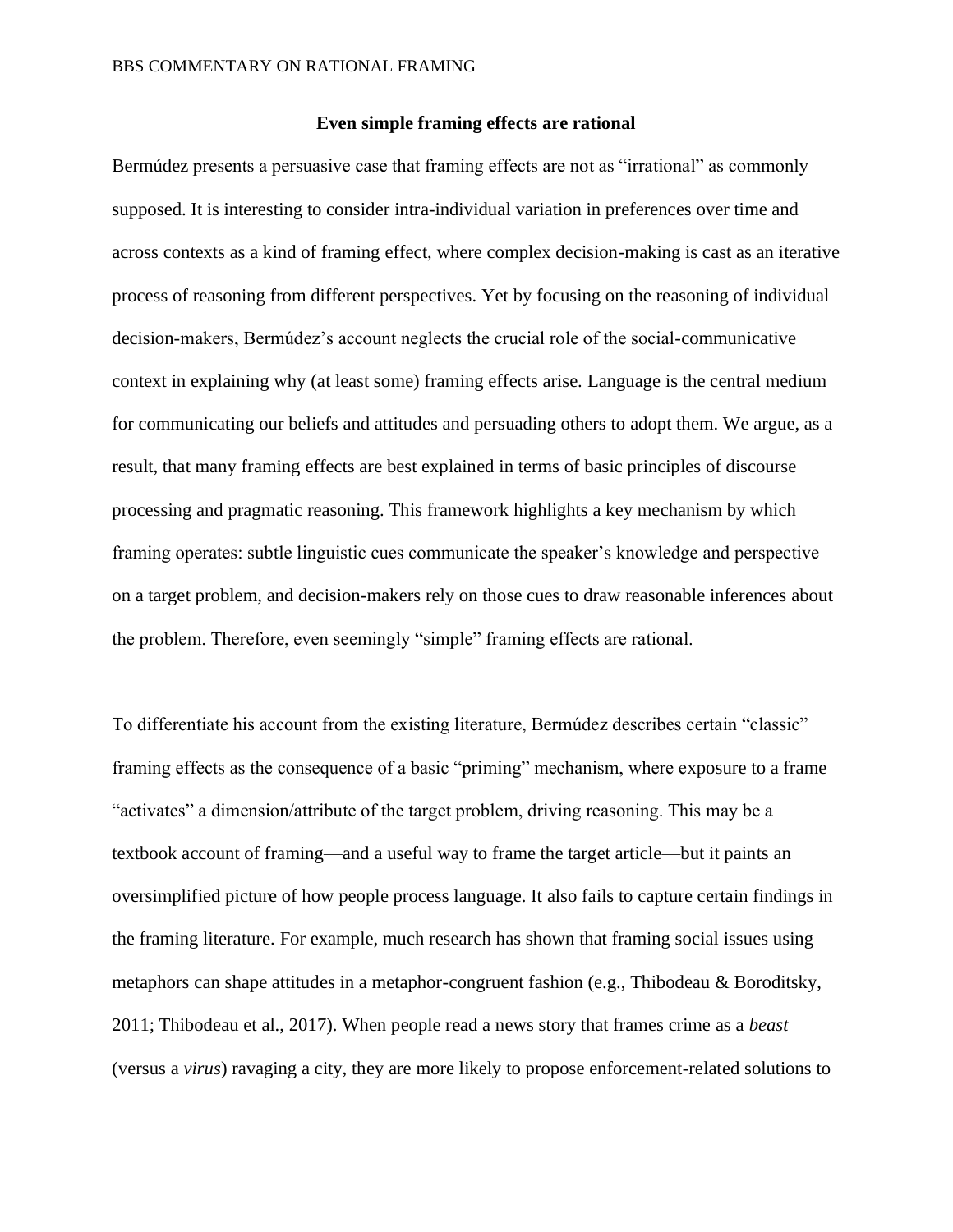## Even simple framing effects are rational

Bermúdez presents a persuasive case that framing effects are not as "irrational" as commonly supposed. It is interesting to consider intra-individual variation in preferences over time and across contexts as a kind of framing effect, where complex decision-making is cast as an iterative process of reasoning from different perspectives. Yet by focusing on the reasoning of individual decision-makers, Bermúdez's account neglects the crucial role of the social-communicative context in explaining why (at least some) framing effects arise. Language is the central medium for communicating our beliefs and attitudes and persuading others to adopt them. We argue, as a result, that many framing effects are best explained in terms of basic principles of discourse processing and pragmatic reasoning. This framework highlights a key mechanism by which framing operates: subtle linguistic cues communicate the speaker's knowledge and perspective on a target problem, and decision-makers rely on those cues to draw reasonable inferences about the problem. Therefore, even seemingly "simple" framing effects are rational.

To differentiate his account from the existing literature, Bermúdez describes certain "classic" framing effects as the consequence of a basic "priming" mechanism, where exposure to a frame "activates" a dimension/attribute of the target problem, driving reasoning. This may be a textbook account of framing—and a useful way to frame the target article—but it paints an oversimplified picture of how people process language. It also fails to capture certain findings in the framing literature. For example, much research has shown that framing social issues using metaphors can shape attitudes in a metaphor-congruent fashion (e.g., Thibodeau & Boroditsky, 2011; Thibodeau et al., 2017). When people read a news story that frames crime as a *beast* (versus a *virus*) ravaging a city, they are more likely to propose enforcement-related solutions to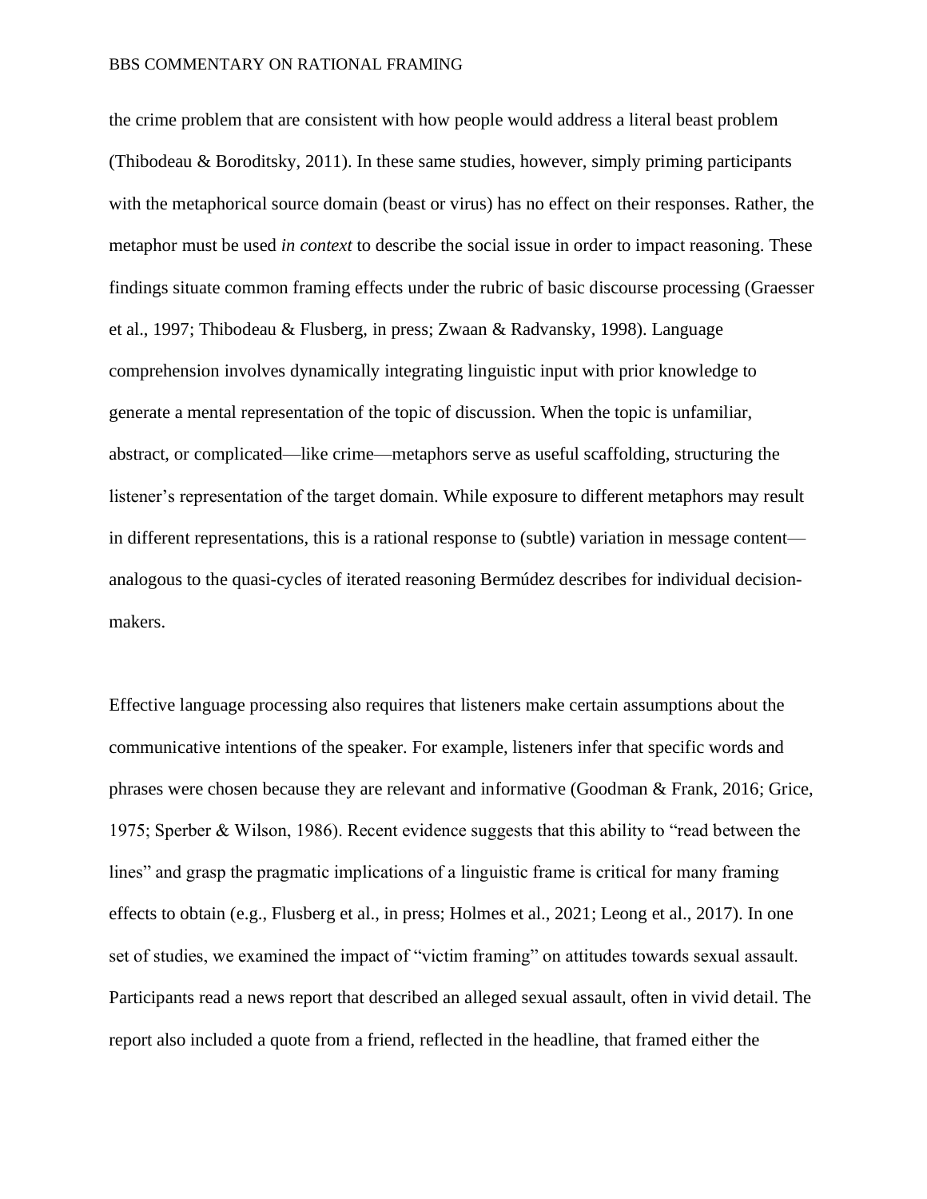the crime problem that are consistent with how people would address a literal beast problem (Thibodeau & Boroditsky, 2011). In these same studies, however, simply priming participants with the metaphorical source domain (beast or virus) has no effect on their responses. Rather, the metaphor must be used *in context* to describe the social issue in order to impact reasoning. These findings situate common framing effects under the rubric of basic discourse processing (Graesser et al., 1997; Thibodeau & Flusberg, in press; Zwaan & Radvansky, 1998). Language comprehension involves dynamically integrating linguistic input with prior knowledge to generate a mental representation of the topic of discussion. When the topic is unfamiliar, abstract, or complicated—like crime—metaphors serve as useful scaffolding, structuring the listener's representation of the target domain. While exposure to different metaphors may result in different representations, this is a rational response to (subtle) variation in message content—analogous to the quasi-cycles of iterated reasoning Bermúdez describes for individual decision-makers.

Effective language processing also requires that listeners make certain assumptions about the communicative intentions of the speaker. For example, listeners infer that specific words and phrases were chosen because they are relevant and informative (Goodman & Frank, 2016; Grice, 1975; Sperber & Wilson, 1986). Recent evidence suggests that this ability to "read between the lines" and grasp the pragmatic implications of a linguistic frame is critical for many framing effects to obtain (e.g., Flusberg et al., in press; Holmes et al., 2021; Leong et al., 2017). In one set of studies, we examined the impact of "victim framing" on attitudes towards sexual assault. Participants read a news report that described an alleged sexual assault, often in vivid detail. The report also included a quote from a friend, reflected in the headline, that framed either the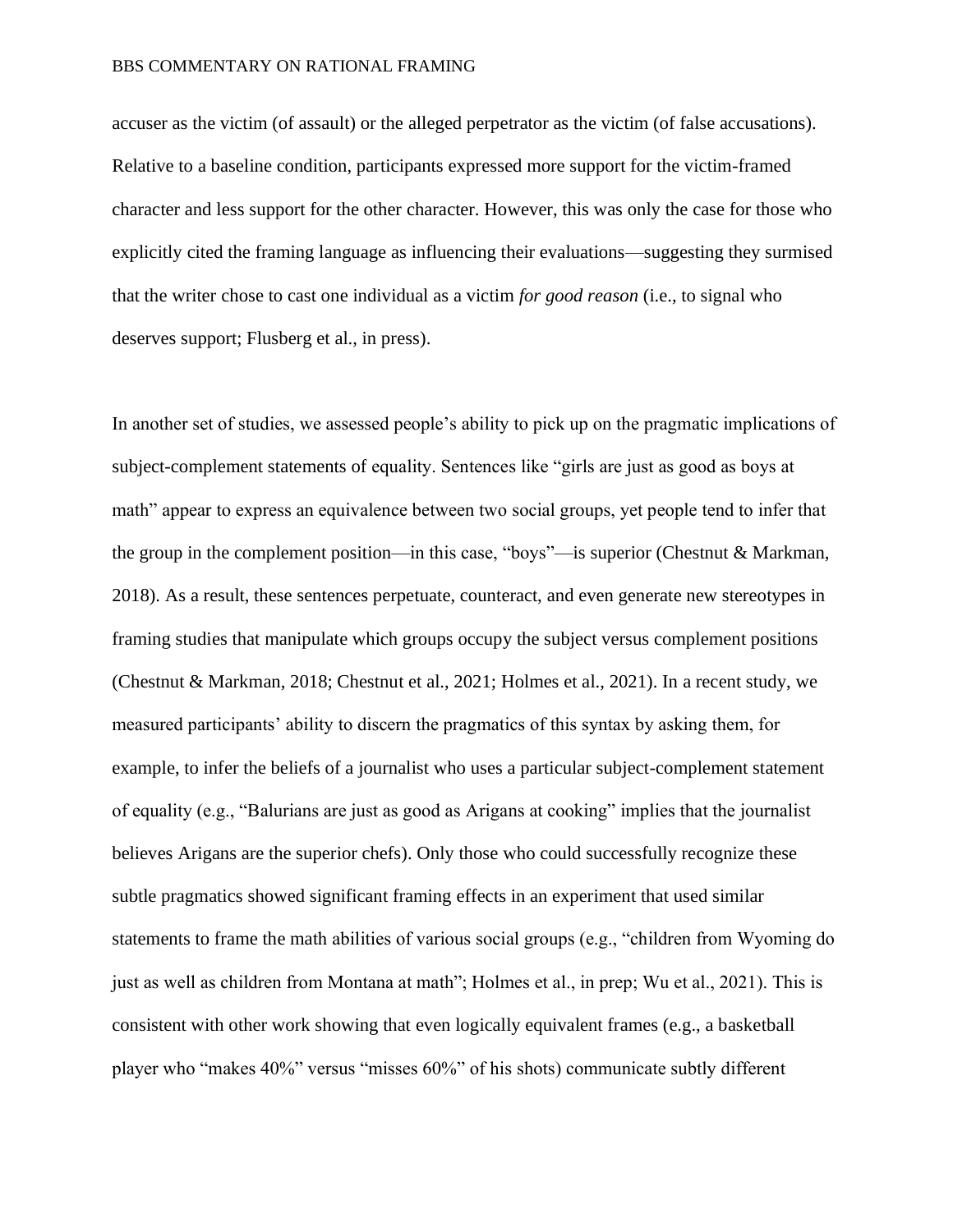accuser as the victim (of assault) or the alleged perpetrator as the victim (of false accusations). Relative to a baseline condition, participants expressed more support for the victim-framed character and less support for the other character. However, this was only the case for those who explicitly cited the framing language as influencing their evaluations—suggesting they surmised that the writer chose to cast one individual as a victim *for good reason* (i.e., to signal who deserves support; Flusberg et al., in press).

In another set of studies, we assessed people's ability to pick up on the pragmatic implications of subject-complement statements of equality. Sentences like "girls are just as good as boys at math" appear to express an equivalence between two social groups, yet people tend to infer that the group in the complement position—in this case, "boys"—is superior (Chestnut & Markman, 2018). As a result, these sentences perpetuate, counteract, and even generate new stereotypes in framing studies that manipulate which groups occupy the subject versus complement positions (Chestnut & Markman, 2018; Chestnut et al., 2021; Holmes et al., 2021). In a recent study, we measured participants' ability to discern the pragmatics of this syntax by asking them, for example, to infer the beliefs of a journalist who uses a particular subject-complement statement of equality (e.g., "Balurians are just as good as Arigans at cooking" implies that the journalist believes Arigans are the superior chefs). Only those who could successfully recognize these subtle pragmatics showed significant framing effects in an experiment that used similar statements to frame the math abilities of various social groups (e.g., "children from Wyoming do just as well as children from Montana at math"; Holmes et al., in prep; Wu et al., 2021). This is consistent with other work showing that even logically equivalent frames (e.g., a basketball player who "makes 40%" versus "misses 60%" of his shots) communicate subtly different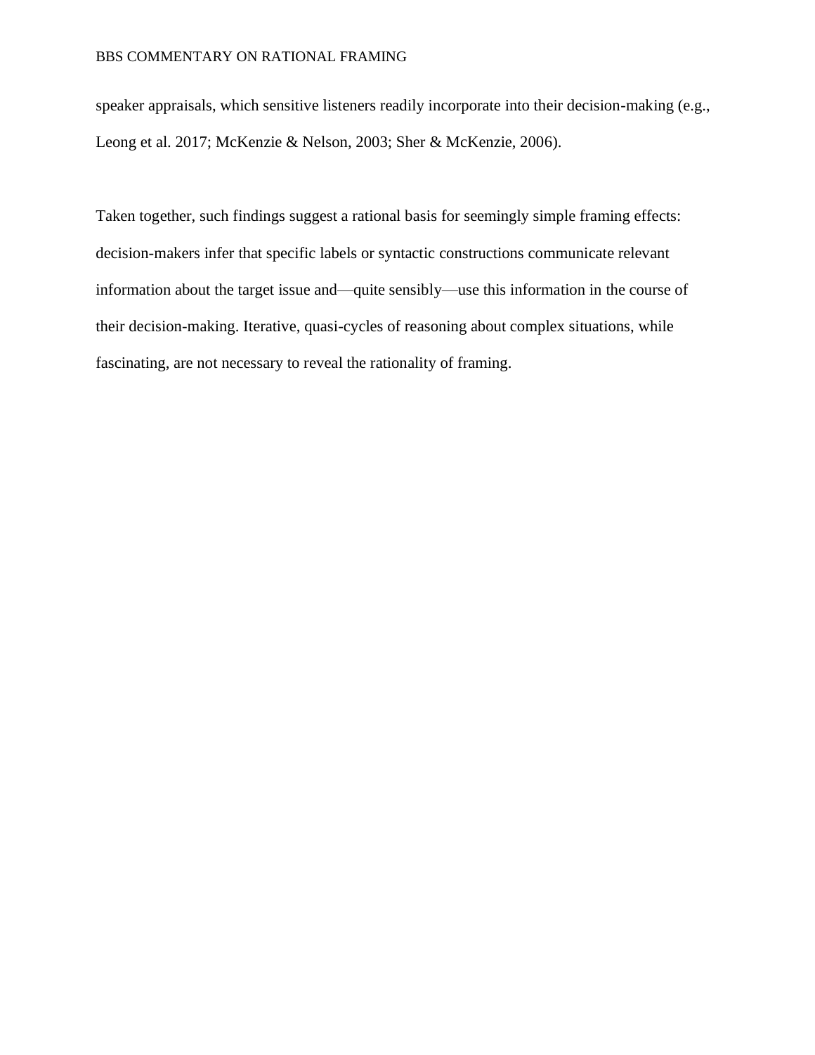speaker appraisals, which sensitive listeners readily incorporate into their decision-making (e.g., Leong et al. 2017; McKenzie & Nelson, 2003; Sher & McKenzie, 2006).

Taken together, such findings suggest a rational basis for seemingly simple framing effects: decision-makers infer that specific labels or syntactic constructions communicate relevant information about the target issue and—quite sensibly—use this information in the course of their decision-making. Iterative, quasi-cycles of reasoning about complex situations, while fascinating, are not necessary to reveal the rationality of framing.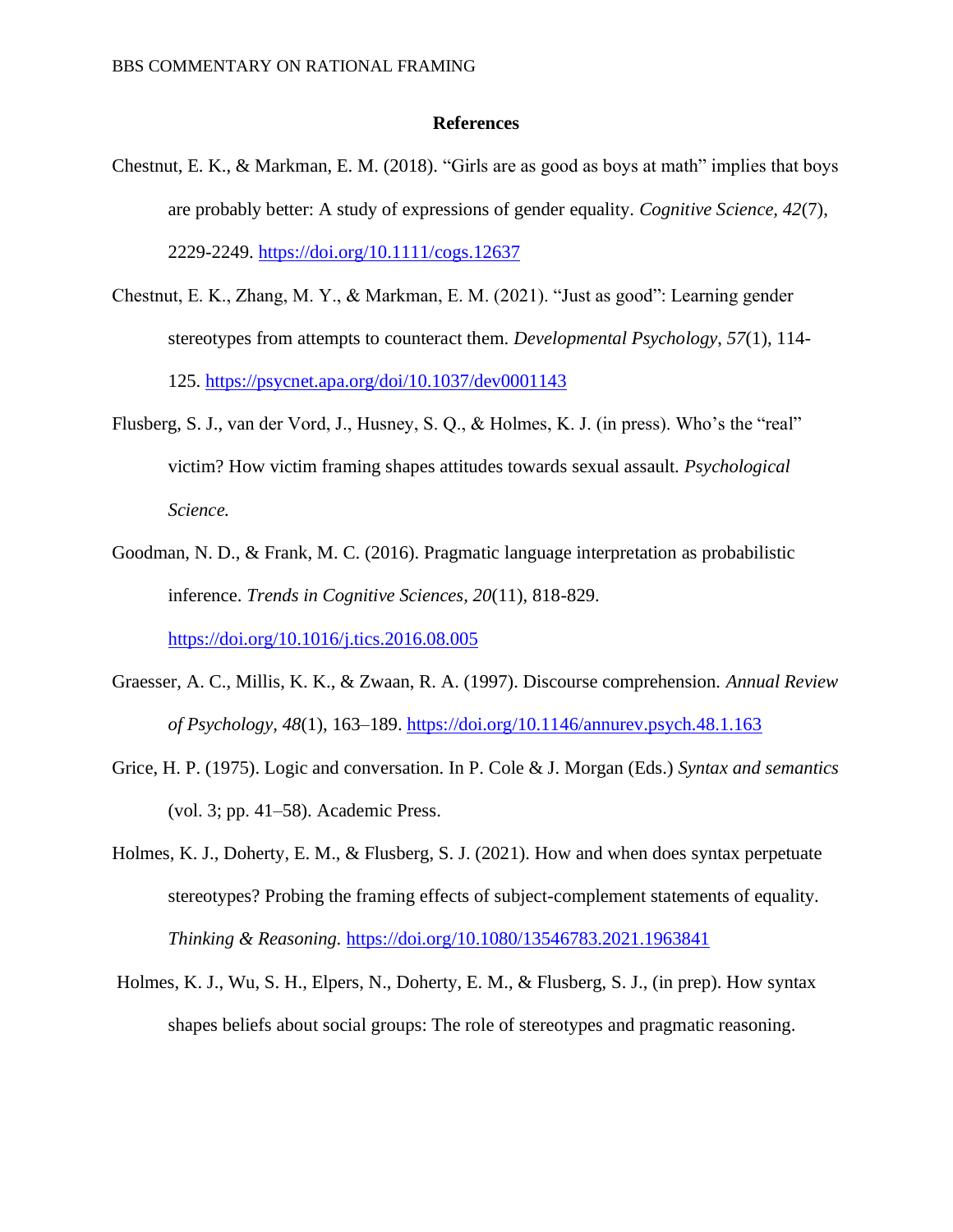## References

Chestnut, E. K., & Markman, E. M. (2018). "Girls are as good as boys at math" implies that boys are probably better: A study of expressions of gender equality. *Cognitive Science*, *42*(7), 2229-2249. https://doi.org/10.1111/cogs.12637

Chestnut, E. K., Zhang, M. Y., & Markman, E. M. (2021). "Just as good": Learning gender stereotypes from attempts to counteract them. *Developmental Psychology*, *57*(1), 114-125. https://psycnet.apa.org/doi/10.1037/dev0001143

Flusberg, S. J., van der Vord, J., Husney, S. Q., & Holmes, K. J. (in press). Who's the "real" victim? How victim framing shapes attitudes towards sexual assault. *Psychological Science.*

Goodman, N. D., & Frank, M. C. (2016). Pragmatic language interpretation as probabilistic inference. *Trends in Cognitive Sciences, 20*(11), 818-829. https://doi.org/10.1016/j.tics.2016.08.005

Graesser, A. C., Millis, K. K., & Zwaan, R. A. (1997). Discourse comprehension. *Annual Review of Psychology, 48*(1), 163–189. https://doi.org/10.1146/annurev.psych.48.1.163

Grice, H. P. (1975). Logic and conversation. In P. Cole & J. Morgan (Eds.) *Syntax and semantics* (vol. 3; pp. 41–58). Academic Press.

Holmes, K. J., Doherty, E. M., & Flusberg, S. J. (2021). How and when does syntax perpetuate stereotypes? Probing the framing effects of subject-complement statements of equality. *Thinking & Reasoning.* https://doi.org/10.1080/13546783.2021.1963841

Holmes, K. J., Wu, S. H., Elpers, N., Doherty, E. M., & Flusberg, S. J., (in prep). How syntax shapes beliefs about social groups: The role of stereotypes and pragmatic reasoning.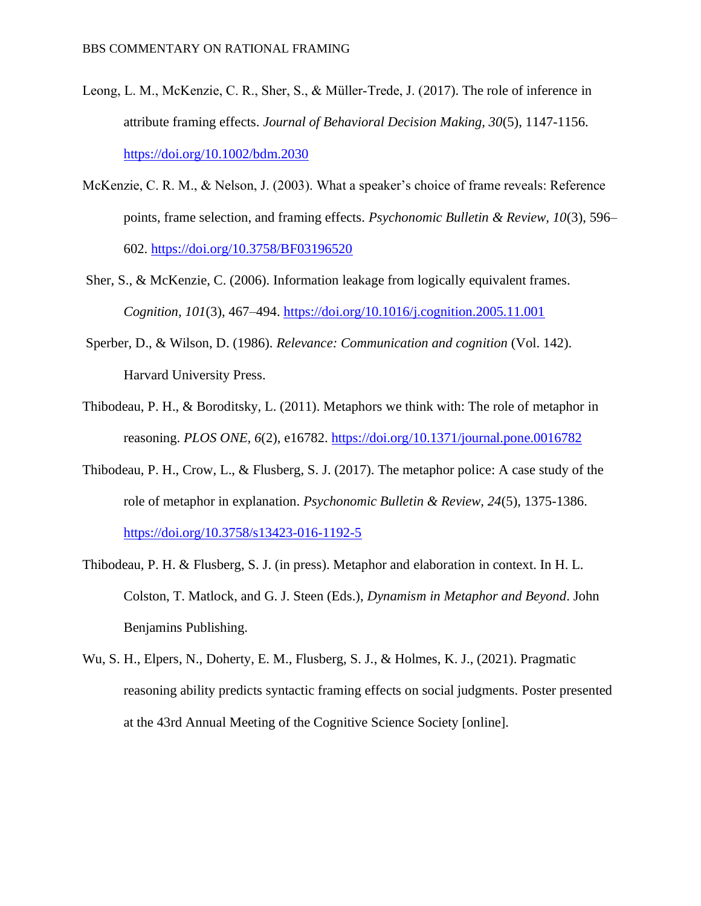Leong, L. M., McKenzie, C. R., Sher, S., & Müller-Trede, J. (2017). The role of inference in attribute framing effects. *Journal of Behavioral Decision Making, 30*(5), 1147-1156. https://doi.org/10.1002/bdm.2030

McKenzie, C. R. M., & Nelson, J. (2003). What a speaker's choice of frame reveals: Reference points, frame selection, and framing effects. *Psychonomic Bulletin & Review, 10*(3), 596–602. https://doi.org/10.3758/BF03196520

Sher, S., & McKenzie, C. (2006). Information leakage from logically equivalent frames. *Cognition, 101*(3), 467–494. https://doi.org/10.1016/j.cognition.2005.11.001

Sperber, D., & Wilson, D. (1986). *Relevance: Communication and cognition* (Vol. 142). Harvard University Press.

Thibodeau, P. H., & Boroditsky, L. (2011). Metaphors we think with: The role of metaphor in reasoning. *PLOS ONE, 6*(2), e16782. https://doi.org/10.1371/journal.pone.0016782

Thibodeau, P. H., Crow, L., & Flusberg, S. J. (2017). The metaphor police: A case study of the role of metaphor in explanation. *Psychonomic Bulletin & Review, 24*(5), 1375-1386. https://doi.org/10.3758/s13423-016-1192-5

Thibodeau, P. H. & Flusberg, S. J. (in press). Metaphor and elaboration in context. In H. L. Colston, T. Matlock, and G. J. Steen (Eds.), *Dynamism in Metaphor and Beyond*. John Benjamins Publishing.

Wu, S. H., Elpers, N., Doherty, E. M., Flusberg, S. J., & Holmes, K. J., (2021). Pragmatic reasoning ability predicts syntactic framing effects on social judgments. Poster presented at the 43rd Annual Meeting of the Cognitive Science Society [online].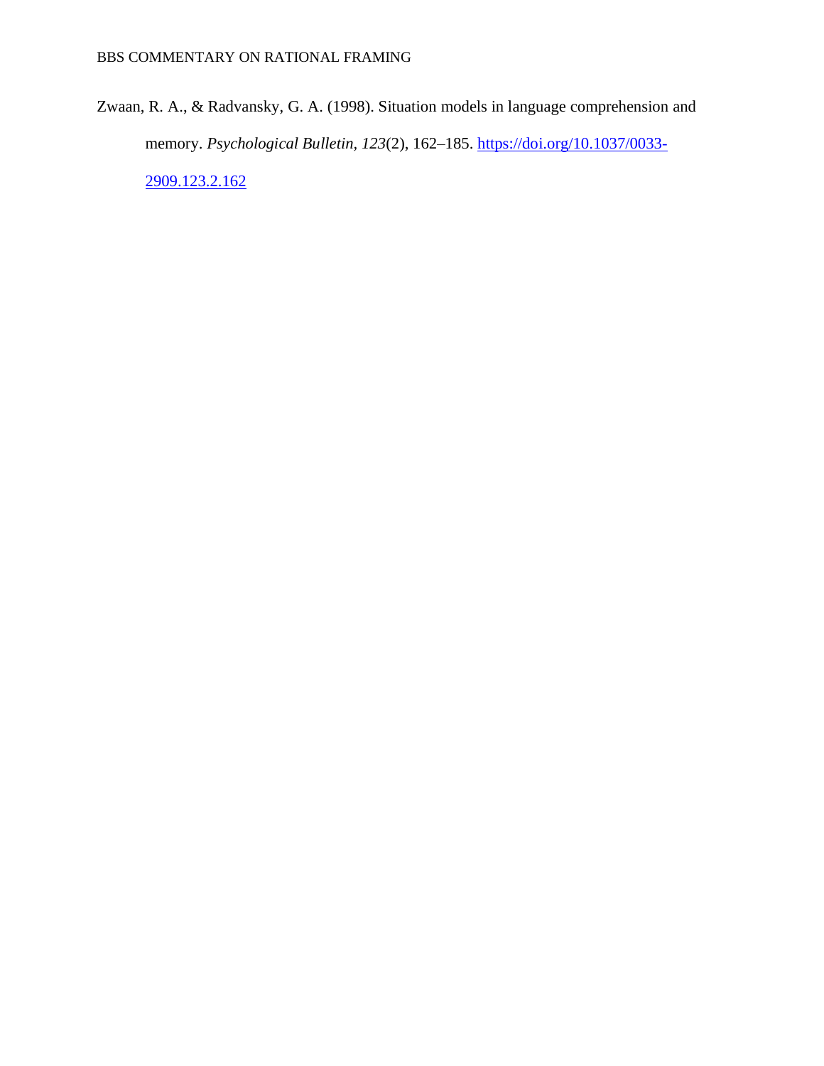Zwaan, R. A., & Radvansky, G. A. (1998). Situation models in language comprehension and memory. *Psychological Bulletin*, *123*(2), 162–185. https://doi.org/10.1037/0033-2909.123.2.162